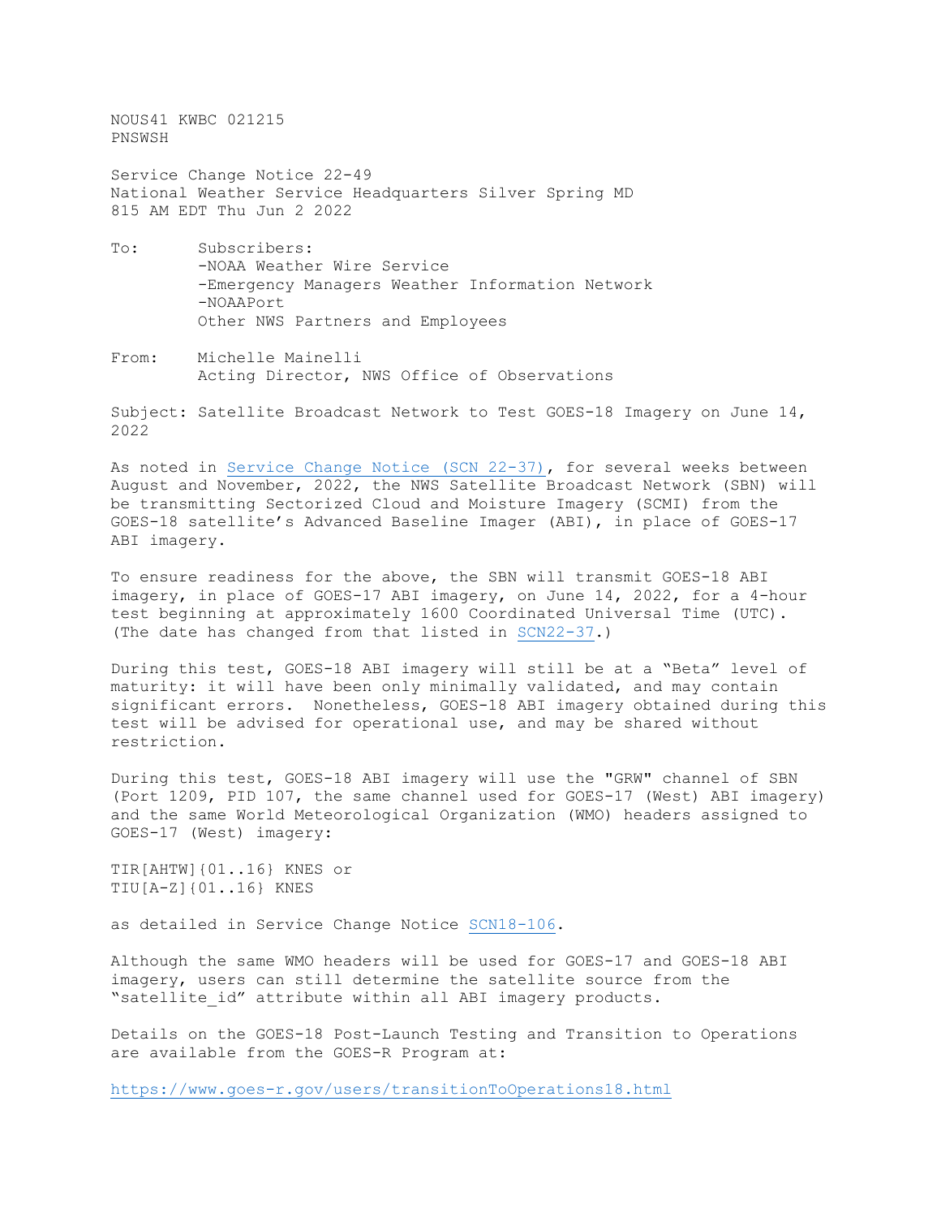NOUS41 KWBC 021215
PNSWSH

Service Change Notice 22-49
National Weather Service Headquarters Silver Spring MD
815 AM EDT Thu Jun 2 2022

To: Subscribers:
-NOAA Weather Wire Service
-Emergency Managers Weather Information Network
-NOAAPort
Other NWS Partners and Employees

From: Michelle Mainelli
Acting Director, NWS Office of Observations

Subject: Satellite Broadcast Network to Test GOES-18 Imagery on June 14, 2022

As noted in Service Change Notice (SCN 22-37), for several weeks between August and November, 2022, the NWS Satellite Broadcast Network (SBN) will be transmitting Sectorized Cloud and Moisture Imagery (SCMI) from the GOES-18 satellite's Advanced Baseline Imager (ABI), in place of GOES-17 ABI imagery.

To ensure readiness for the above, the SBN will transmit GOES-18 ABI imagery, in place of GOES-17 ABI imagery, on June 14, 2022, for a 4-hour test beginning at approximately 1600 Coordinated Universal Time (UTC). (The date has changed from that listed in SCN22-37.)

During this test, GOES-18 ABI imagery will still be at a "Beta" level of maturity: it will have been only minimally validated, and may contain significant errors. Nonetheless, GOES-18 ABI imagery obtained during this test will be advised for operational use, and may be shared without restriction.

During this test, GOES-18 ABI imagery will use the "GRW" channel of SBN (Port 1209, PID 107, the same channel used for GOES-17 (West) ABI imagery) and the same World Meteorological Organization (WMO) headers assigned to GOES-17 (West) imagery:

TIR[AHTW]{01..16} KNES or
TIU[A-Z]{01..16} KNES

as detailed in Service Change Notice SCN18-106.

Although the same WMO headers will be used for GOES-17 and GOES-18 ABI imagery, users can still determine the satellite source from the "satellite_id" attribute within all ABI imagery products.

Details on the GOES-18 Post-Launch Testing and Transition to Operations are available from the GOES-R Program at:

https://www.goes-r.gov/users/transitionToOperations18.html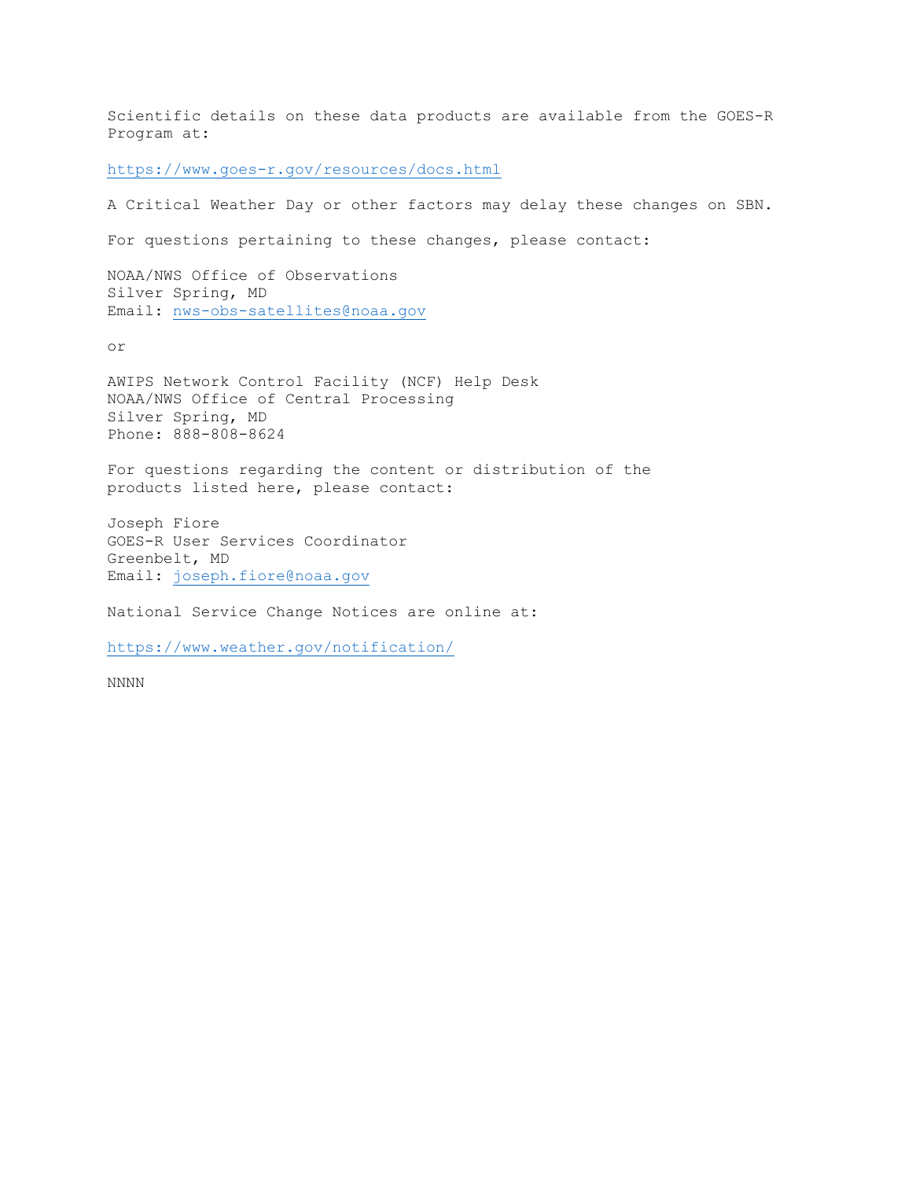Scientific details on these data products are available from the GOES-R Program at:

https://www.goes-r.gov/resources/docs.html

A Critical Weather Day or other factors may delay these changes on SBN.

For questions pertaining to these changes, please contact:

NOAA/NWS Office of Observations
Silver Spring, MD
Email: nws-obs-satellites@noaa.gov

or

AWIPS Network Control Facility (NCF) Help Desk
NOAA/NWS Office of Central Processing
Silver Spring, MD
Phone: 888-808-8624

For questions regarding the content or distribution of the products listed here, please contact:

Joseph Fiore
GOES-R User Services Coordinator
Greenbelt, MD
Email: joseph.fiore@noaa.gov

National Service Change Notices are online at:

https://www.weather.gov/notification/

NNNN